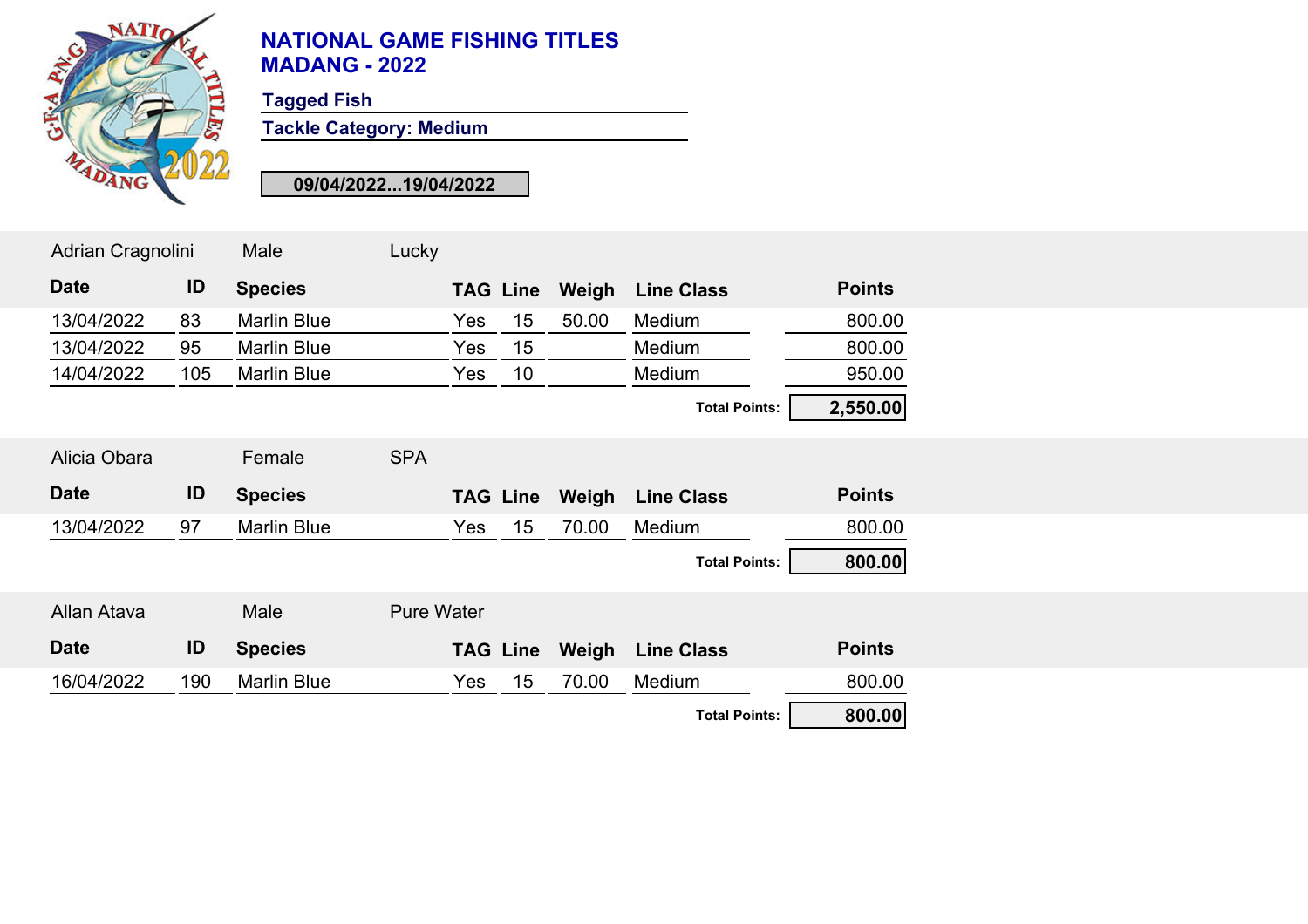# NATIONAL GAME FISHING TITLES
# MADANG - 2022

**Tagged Fish**

**Tackle Category: Medium**

**09/04/2022...19/04/2022**

Adrian Cragnolini | Male | Lucky

| Date | ID | Species | TAG | Line | Weigh | Line Class | Points |
|---|---|---|---|---|---|---|---|
| 13/04/2022 | 83 | Marlin Blue | Yes | 15 | 50.00 | Medium | 800.00 |
| 13/04/2022 | 95 | Marlin Blue | Yes | 15 | | Medium | 800.00 |
| 14/04/2022 | 105 | Marlin Blue | Yes | 10 | | Medium | 950.00 |

**Total Points: 2,550.00**

Alicia Obara | Female | SPA

| Date | ID | Species | TAG | Line | Weigh | Line Class | Points |
|---|---|---|---|---|---|---|---|
| 13/04/2022 | 97 | Marlin Blue | Yes | 15 | 70.00 | Medium | 800.00 |

**Total Points: 800.00**

Allan Atava | Male | Pure Water

| Date | ID | Species | TAG | Line | Weigh | Line Class | Points |
|---|---|---|---|---|---|---|---|
| 16/04/2022 | 190 | Marlin Blue | Yes | 15 | 70.00 | Medium | 800.00 |

**Total Points: 800.00**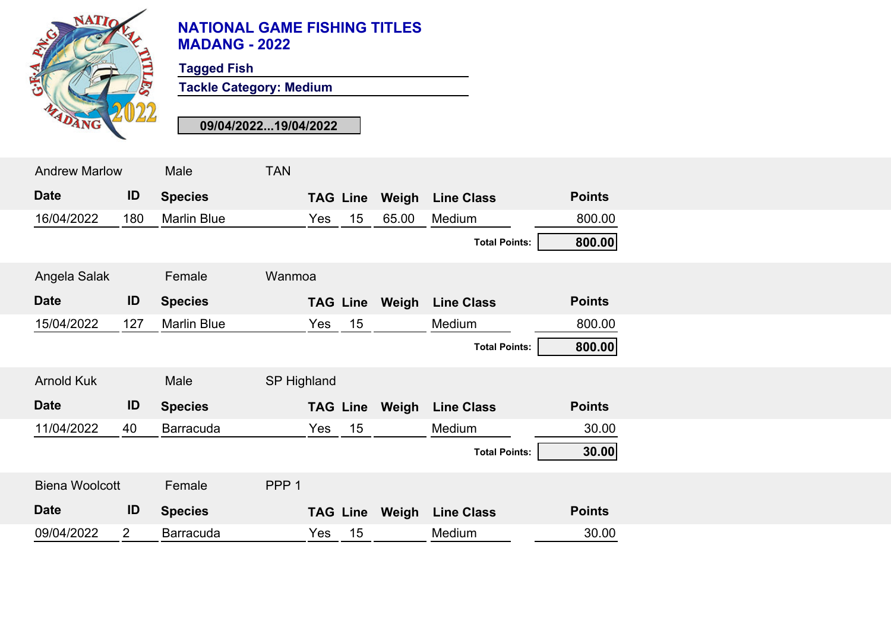# NATIONAL GAME FISHING TITLES
# MADANG - 2022

**Tagged Fish**

**Tackle Category: Medium**

**09/04/2022...19/04/2022**

Andrew Marlow | Male | TAN

| Date | ID | Species | TAG | Line | Weigh | Line Class | Points |
|---|---|---|---|---|---|---|---|
| 16/04/2022 | 180 | Marlin Blue | Yes | 15 | 65.00 | Medium | 800.00 |

**Total Points: 800.00**

Angela Salak | Female | Wanmoa

| Date | ID | Species | TAG | Line | Weigh | Line Class | Points |
|---|---|---|---|---|---|---|---|
| 15/04/2022 | 127 | Marlin Blue | Yes | 15 | | Medium | 800.00 |

**Total Points: 800.00**

Arnold Kuk | Male | SP Highland

| Date | ID | Species | TAG | Line | Weigh | Line Class | Points |
|---|---|---|---|---|---|---|---|
| 11/04/2022 | 40 | Barracuda | Yes | 15 | | Medium | 30.00 |

**Total Points: 30.00**

Biena Woolcott | Female | PPP 1

| Date | ID | Species | TAG | Line | Weigh | Line Class | Points |
|---|---|---|---|---|---|---|---|
| 09/04/2022 | 2 | Barracuda | Yes | 15 | | Medium | 30.00 |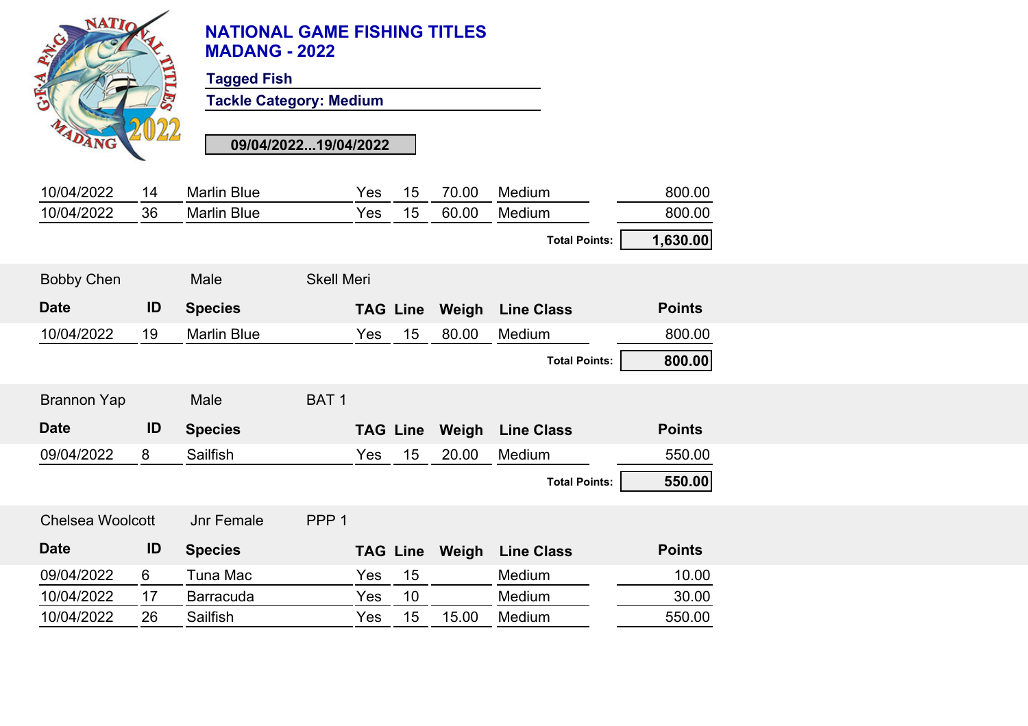# NATIONAL GAME FISHING TITLES
# MADANG - 2022

**Tagged Fish**

**Tackle Category: Medium**

**09/04/2022...19/04/2022**

| Date | ID | Species | TAG | Line | Weigh | Line Class | Points |
|---|---|---|---|---|---|---|---|
| 10/04/2022 | 14 | Marlin Blue | Yes | 15 | 70.00 | Medium | 800.00 |
| 10/04/2022 | 36 | Marlin Blue | Yes | 15 | 60.00 | Medium | 800.00 |
| | | | | | | **Total Points:** | **1,630.00** |

Bobby Chen | Male | Skell Meri

| Date | ID | Species | TAG | Line | Weigh | Line Class | Points |
|---|---|---|---|---|---|---|---|
| 10/04/2022 | 19 | Marlin Blue | Yes | 15 | 80.00 | Medium | 800.00 |
| | | | | | | **Total Points:** | **800.00** |

Brannon Yap | Male | BAT 1

| Date | ID | Species | TAG | Line | Weigh | Line Class | Points |
|---|---|---|---|---|---|---|---|
| 09/04/2022 | 8 | Sailfish | Yes | 15 | 20.00 | Medium | 550.00 |
| | | | | | | **Total Points:** | **550.00** |

Chelsea Woolcott | Jnr Female | PPP 1

| Date | ID | Species | TAG | Line | Weigh | Line Class | Points |
|---|---|---|---|---|---|---|---|
| 09/04/2022 | 6 | Tuna Mac | Yes | 15 | | Medium | 10.00 |
| 10/04/2022 | 17 | Barracuda | Yes | 10 | | Medium | 30.00 |
| 10/04/2022 | 26 | Sailfish | Yes | 15 | 15.00 | Medium | 550.00 |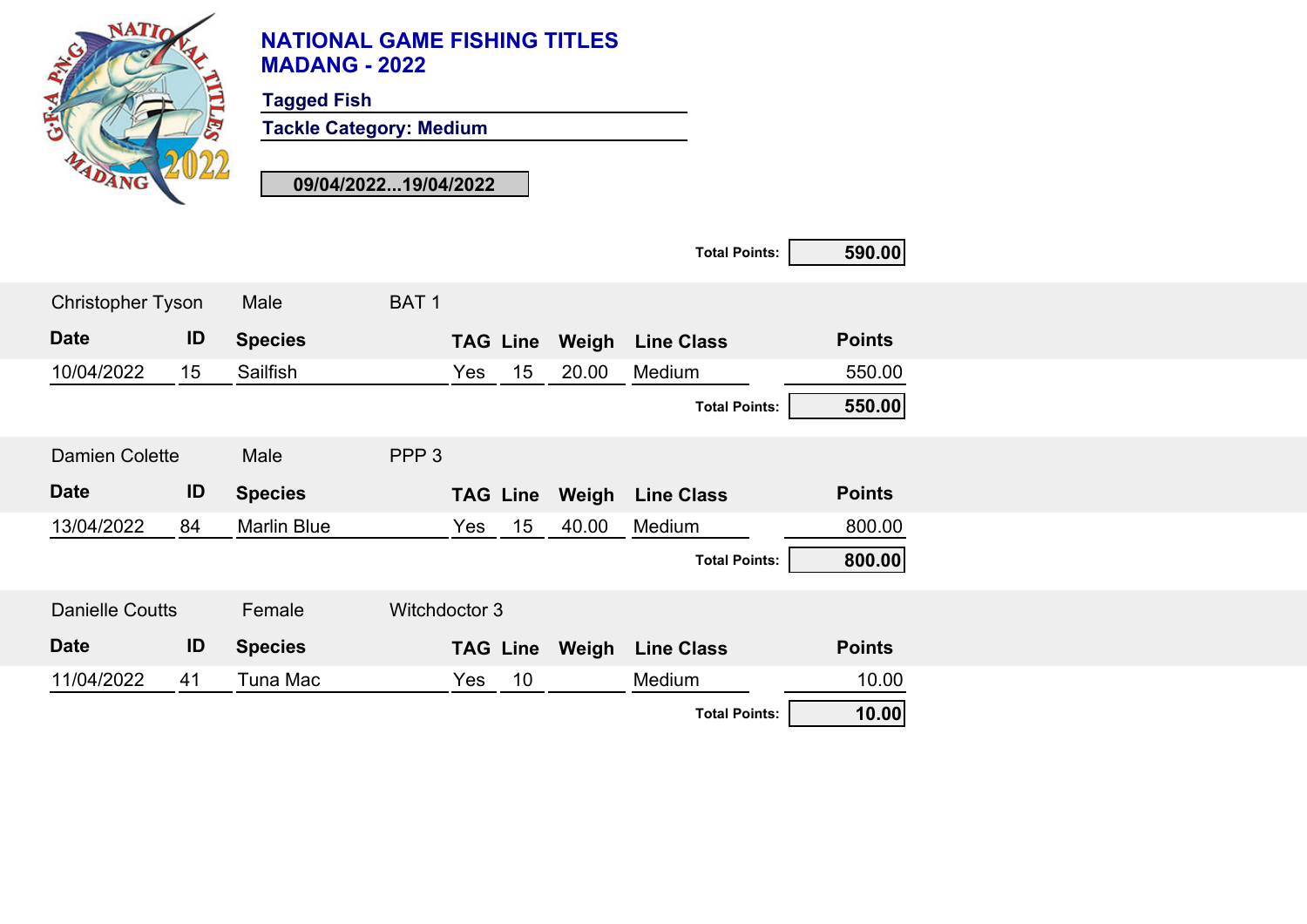# NATIONAL GAME FISHING TITLES
# MADANG - 2022

**Tagged Fish**

**Tackle Category: Medium**

**09/04/2022...19/04/2022**

**Total Points: 590.00**

Christopher Tyson | Male | BAT 1

| Date | ID | Species | TAG | Line | Weigh | Line Class | Points |
|---|---|---|---|---|---|---|---|
| 10/04/2022 | 15 | Sailfish | Yes | 15 | 20.00 | Medium | 550.00 |

**Total Points: 550.00**

Damien Colette | Male | PPP 3

| Date | ID | Species | TAG | Line | Weigh | Line Class | Points |
|---|---|---|---|---|---|---|---|
| 13/04/2022 | 84 | Marlin Blue | Yes | 15 | 40.00 | Medium | 800.00 |

**Total Points: 800.00**

Danielle Coutts | Female | Witchdoctor 3

| Date | ID | Species | TAG | Line | Weigh | Line Class | Points |
|---|---|---|---|---|---|---|---|
| 11/04/2022 | 41 | Tuna Mac | Yes | 10 | | Medium | 10.00 |

**Total Points: 10.00**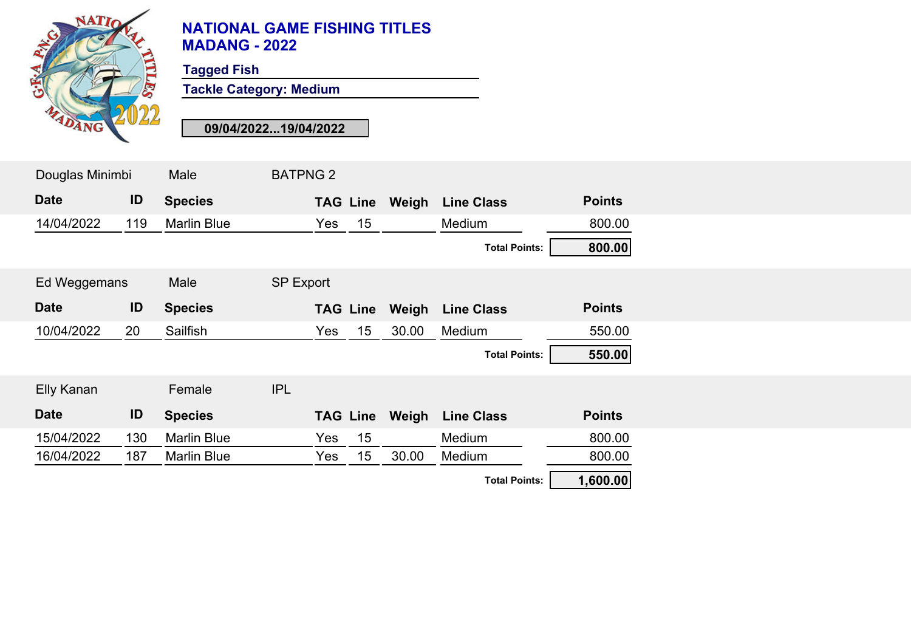# NATIONAL GAME FISHING TITLES
# MADANG - 2022

**Tagged Fish**

**Tackle Category: Medium**

**09/04/2022...19/04/2022**

Douglas Minimbi | Male | BATPNG 2

| Date | ID | Species | TAG | Line | Weigh | Line Class | Points |
|---|---|---|---|---|---|---|---|
| 14/04/2022 | 119 | Marlin Blue | Yes | 15 | | Medium | 800.00 |
| | | | | | | **Total Points:** | **800.00** |

Ed Weggemans | Male | SP Export

| Date | ID | Species | TAG | Line | Weigh | Line Class | Points |
|---|---|---|---|---|---|---|---|
| 10/04/2022 | 20 | Sailfish | Yes | 15 | 30.00 | Medium | 550.00 |
| | | | | | | **Total Points:** | **550.00** |

Elly Kanan | Female | IPL

| Date | ID | Species | TAG | Line | Weigh | Line Class | Points |
|---|---|---|---|---|---|---|---|
| 15/04/2022 | 130 | Marlin Blue | Yes | 15 | | Medium | 800.00 |
| 16/04/2022 | 187 | Marlin Blue | Yes | 15 | 30.00 | Medium | 800.00 |
| | | | | | | **Total Points:** | **1,600.00** |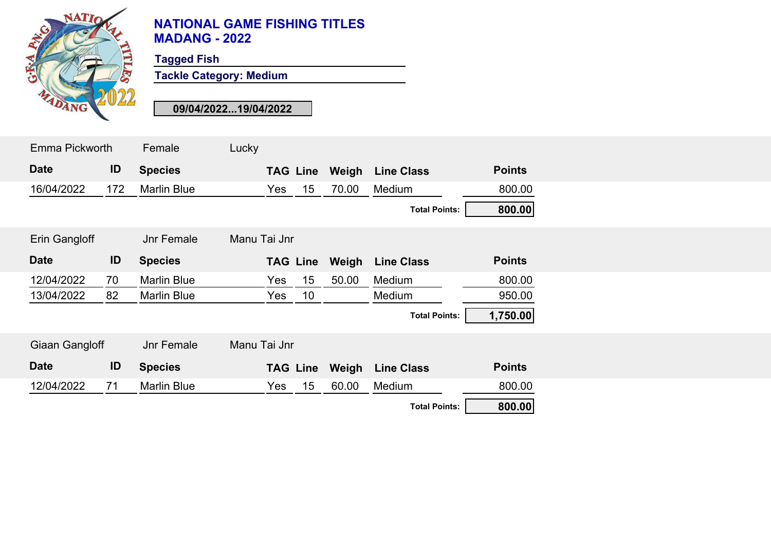# NATIONAL GAME FISHING TITLES
# MADANG - 2022

**Tagged Fish**

**Tackle Category: Medium**

**09/04/2022...19/04/2022**

Emma Pickworth | Female | Lucky

| Date | ID | Species | TAG | Line | Weigh | Line Class | Points |
|---|---|---|---|---|---|---|---|
| 16/04/2022 | 172 | Marlin Blue | Yes | 15 | 70.00 | Medium | 800.00 |

**Total Points: 800.00**

Erin Gangloff | Jnr Female | Manu Tai Jnr

| Date | ID | Species | TAG | Line | Weigh | Line Class | Points |
|---|---|---|---|---|---|---|---|
| 12/04/2022 | 70 | Marlin Blue | Yes | 15 | 50.00 | Medium | 800.00 |
| 13/04/2022 | 82 | Marlin Blue | Yes | 10 | | Medium | 950.00 |

**Total Points: 1,750.00**

Giaan Gangloff | Jnr Female | Manu Tai Jnr

| Date | ID | Species | TAG | Line | Weigh | Line Class | Points |
|---|---|---|---|---|---|---|---|
| 12/04/2022 | 71 | Marlin Blue | Yes | 15 | 60.00 | Medium | 800.00 |

**Total Points: 800.00**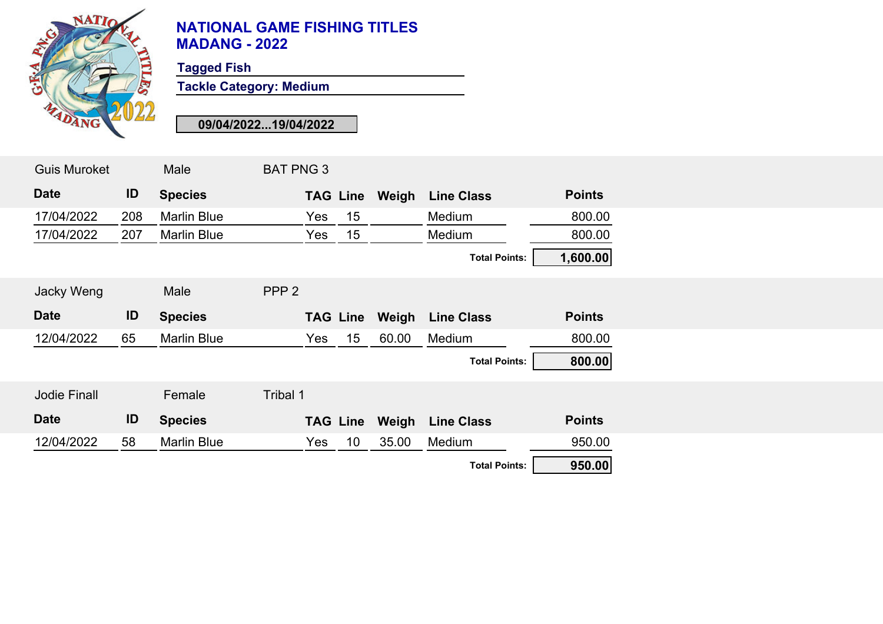# NATIONAL GAME FISHING TITLES
# MADANG - 2022

**Tagged Fish**

**Tackle Category: Medium**

**09/04/2022...19/04/2022**

Guis Muroket | Male | BAT PNG 3

| Date | ID | Species | TAG | Line | Weigh | Line Class | Points |
|---|---|---|---|---|---|---|---|
| 17/04/2022 | 208 | Marlin Blue | Yes | 15 | | Medium | 800.00 |
| 17/04/2022 | 207 | Marlin Blue | Yes | 15 | | Medium | 800.00 |
| | | | | | | **Total Points:** | **1,600.00** |

Jacky Weng | Male | PPP 2

| Date | ID | Species | TAG | Line | Weigh | Line Class | Points |
|---|---|---|---|---|---|---|---|
| 12/04/2022 | 65 | Marlin Blue | Yes | 15 | 60.00 | Medium | 800.00 |
| | | | | | | **Total Points:** | **800.00** |

Jodie Finall | Female | Tribal 1

| Date | ID | Species | TAG | Line | Weigh | Line Class | Points |
|---|---|---|---|---|---|---|---|
| 12/04/2022 | 58 | Marlin Blue | Yes | 10 | 35.00 | Medium | 950.00 |
| | | | | | | **Total Points:** | **950.00** |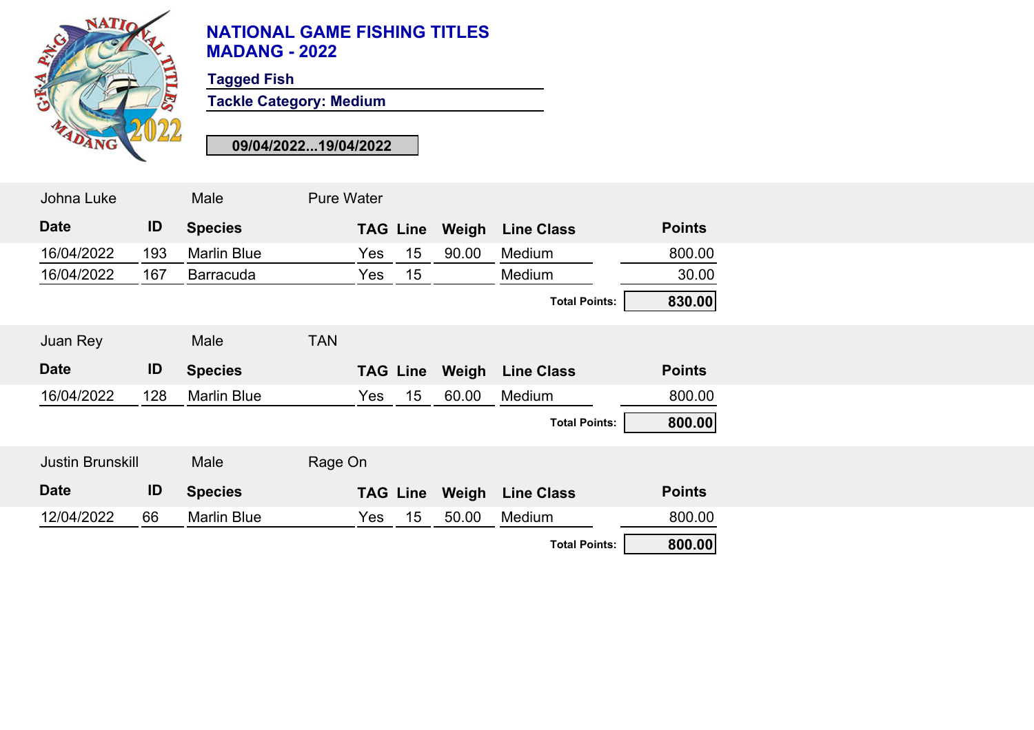# NATIONAL GAME FISHING TITLES
# MADANG - 2022

**Tagged Fish**

**Tackle Category: Medium**

**09/04/2022...19/04/2022**

Johna Luke | Male | Pure Water

| Date | ID | Species | TAG | Line | Weigh | Line Class | Points |
|---|---|---|---|---|---|---|---|
| 16/04/2022 | 193 | Marlin Blue | Yes | 15 | 90.00 | Medium | 800.00 |
| 16/04/2022 | 167 | Barracuda | Yes | 15 | | Medium | 30.00 |
| | | | | | | **Total Points:** | **830.00** |

Juan Rey | Male | TAN

| Date | ID | Species | TAG | Line | Weigh | Line Class | Points |
|---|---|---|---|---|---|---|---|
| 16/04/2022 | 128 | Marlin Blue | Yes | 15 | 60.00 | Medium | 800.00 |
| | | | | | | **Total Points:** | **800.00** |

Justin Brunskill | Male | Rage On

| Date | ID | Species | TAG | Line | Weigh | Line Class | Points |
|---|---|---|---|---|---|---|---|
| 12/04/2022 | 66 | Marlin Blue | Yes | 15 | 50.00 | Medium | 800.00 |
| | | | | | | **Total Points:** | **800.00** |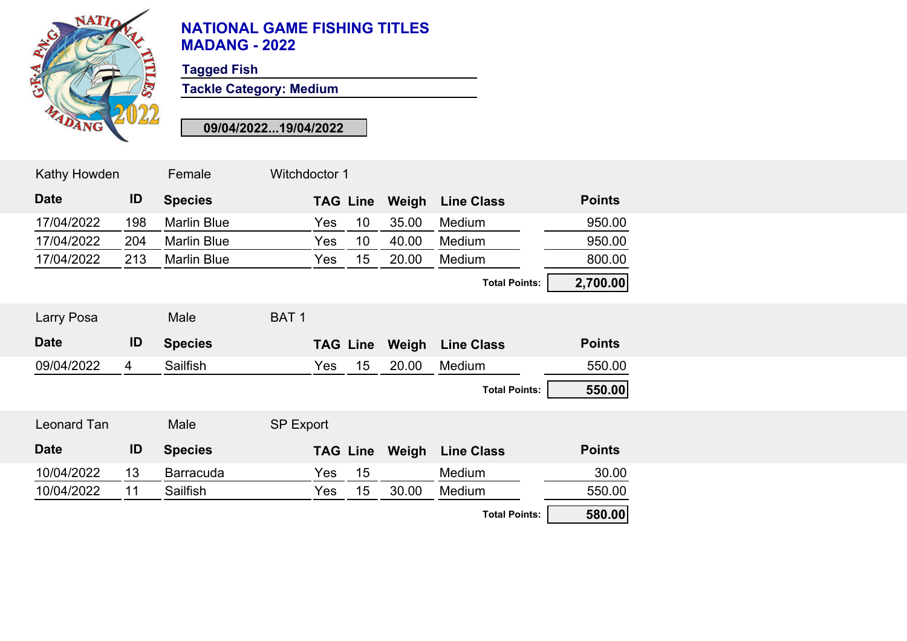# NATIONAL GAME FISHING TITLES
# MADANG - 2022

**Tagged Fish**

**Tackle Category: Medium**

**09/04/2022...19/04/2022**

Kathy Howden | Female | Witchdoctor 1

| Date | ID | Species | TAG | Line | Weigh | Line Class | Points |
|---|---|---|---|---|---|---|---|
| 17/04/2022 | 198 | Marlin Blue | Yes | 10 | 35.00 | Medium | 950.00 |
| 17/04/2022 | 204 | Marlin Blue | Yes | 10 | 40.00 | Medium | 950.00 |
| 17/04/2022 | 213 | Marlin Blue | Yes | 15 | 20.00 | Medium | 800.00 |
| | | | | | | **Total Points:** | **2,700.00** |

Larry Posa | Male | BAT 1

| Date | ID | Species | TAG | Line | Weigh | Line Class | Points |
|---|---|---|---|---|---|---|---|
| 09/04/2022 | 4 | Sailfish | Yes | 15 | 20.00 | Medium | 550.00 |
| | | | | | | **Total Points:** | **550.00** |

Leonard Tan | Male | SP Export

| Date | ID | Species | TAG | Line | Weigh | Line Class | Points |
|---|---|---|---|---|---|---|---|
| 10/04/2022 | 13 | Barracuda | Yes | 15 | | Medium | 30.00 |
| 10/04/2022 | 11 | Sailfish | Yes | 15 | 30.00 | Medium | 550.00 |
| | | | | | | **Total Points:** | **580.00** |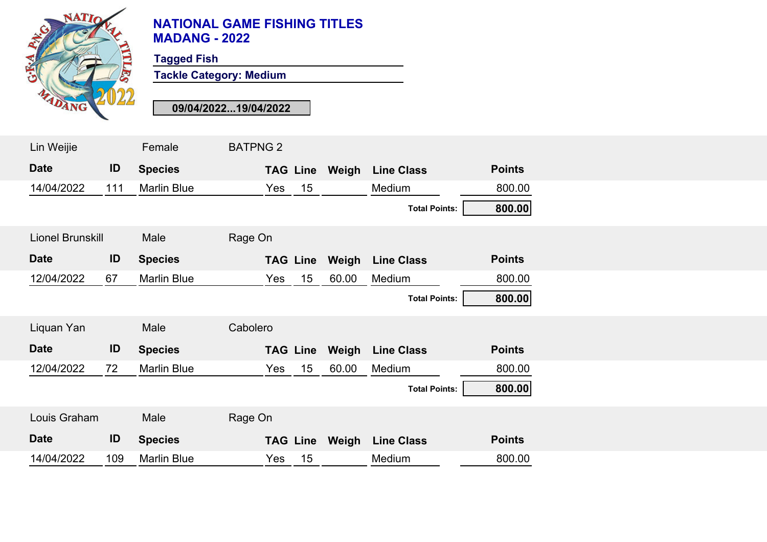# NATIONAL GAME FISHING TITLES
# MADANG - 2022

**Tagged Fish**

**Tackle Category: Medium**

**09/04/2022...19/04/2022**

Lin Weijie | Female | BATPNG 2

| Date | ID | Species | TAG | Line | Weigh | Line Class | Points |
|---|---|---|---|---|---|---|---|
| 14/04/2022 | 111 | Marlin Blue | Yes | 15 | | Medium | 800.00 |

**Total Points: 800.00**

Lionel Brunskill | Male | Rage On

| Date | ID | Species | TAG | Line | Weigh | Line Class | Points |
|---|---|---|---|---|---|---|---|
| 12/04/2022 | 67 | Marlin Blue | Yes | 15 | 60.00 | Medium | 800.00 |

**Total Points: 800.00**

Liquan Yan | Male | Cabolero

| Date | ID | Species | TAG | Line | Weigh | Line Class | Points |
|---|---|---|---|---|---|---|---|
| 12/04/2022 | 72 | Marlin Blue | Yes | 15 | 60.00 | Medium | 800.00 |

**Total Points: 800.00**

Louis Graham | Male | Rage On

| Date | ID | Species | TAG | Line | Weigh | Line Class | Points |
|---|---|---|---|---|---|---|---|
| 14/04/2022 | 109 | Marlin Blue | Yes | 15 | | Medium | 800.00 |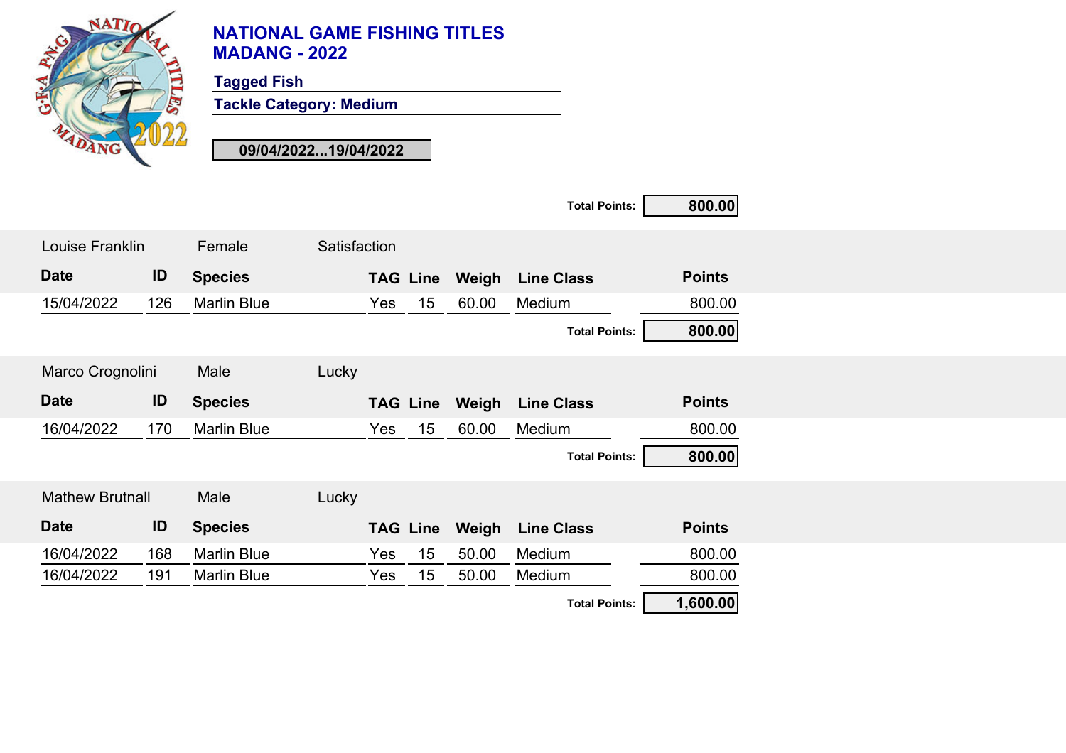# NATIONAL GAME FISHING TITLES
# MADANG - 2022

**Tagged Fish**

**Tackle Category: Medium**

**09/04/2022...19/04/2022**

**Total Points: 800.00**

Louise Franklin | Female | Satisfaction

| Date | ID | Species | TAG | Line | Weigh | Line Class | Points |
|---|---|---|---|---|---|---|---|
| 15/04/2022 | 126 | Marlin Blue | Yes | 15 | 60.00 | Medium | 800.00 |

**Total Points: 800.00**

Marco Crognolini | Male | Lucky

| Date | ID | Species | TAG | Line | Weigh | Line Class | Points |
|---|---|---|---|---|---|---|---|
| 16/04/2022 | 170 | Marlin Blue | Yes | 15 | 60.00 | Medium | 800.00 |

**Total Points: 800.00**

Mathew Brutnall | Male | Lucky

| Date | ID | Species | TAG | Line | Weigh | Line Class | Points |
|---|---|---|---|---|---|---|---|
| 16/04/2022 | 168 | Marlin Blue | Yes | 15 | 50.00 | Medium | 800.00 |
| 16/04/2022 | 191 | Marlin Blue | Yes | 15 | 50.00 | Medium | 800.00 |

**Total Points: 1,600.00**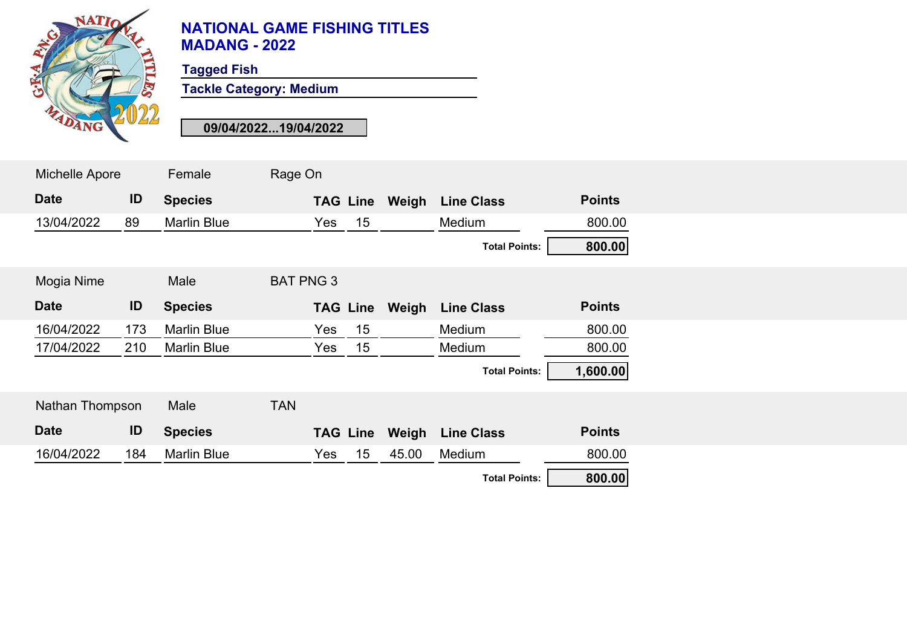# NATIONAL GAME FISHING TITLES
# MADANG - 2022

**Tagged Fish**

**Tackle Category: Medium**

**09/04/2022...19/04/2022**

Michelle Apore | Female | Rage On

| Date | ID | Species | TAG | Line | Weigh | Line Class | Points |
|---|---|---|---|---|---|---|---|
| 13/04/2022 | 89 | Marlin Blue | Yes | 15 | | Medium | 800.00 |
| | | | | | | **Total Points:** | **800.00** |

Mogia Nime | Male | BAT PNG 3

| Date | ID | Species | TAG | Line | Weigh | Line Class | Points |
|---|---|---|---|---|---|---|---|
| 16/04/2022 | 173 | Marlin Blue | Yes | 15 | | Medium | 800.00 |
| 17/04/2022 | 210 | Marlin Blue | Yes | 15 | | Medium | 800.00 |
| | | | | | | **Total Points:** | **1,600.00** |

Nathan Thompson | Male | TAN

| Date | ID | Species | TAG | Line | Weigh | Line Class | Points |
|---|---|---|---|---|---|---|---|
| 16/04/2022 | 184 | Marlin Blue | Yes | 15 | 45.00 | Medium | 800.00 |
| | | | | | | **Total Points:** | **800.00** |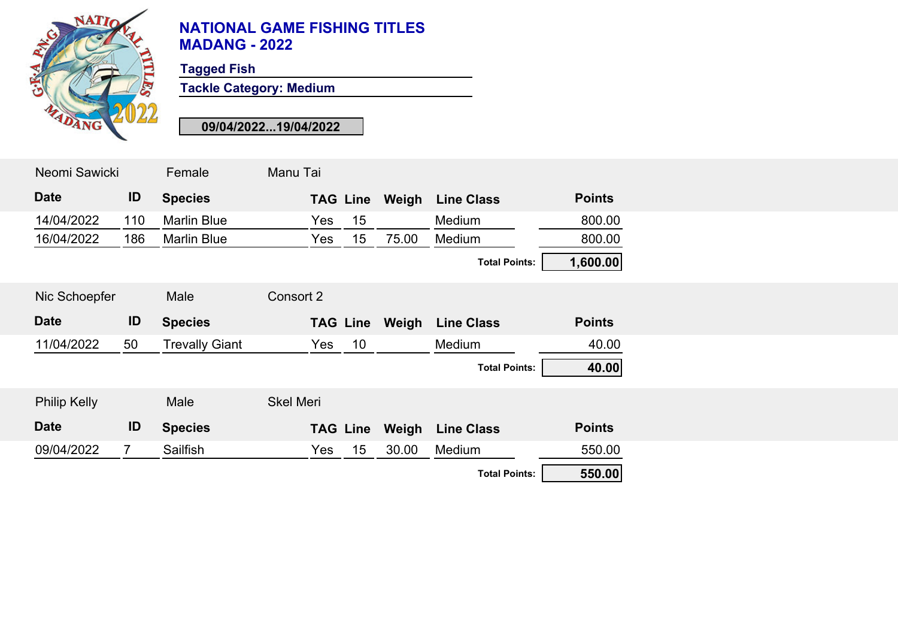# NATIONAL GAME FISHING TITLES
# MADANG - 2022

**Tagged Fish**

**Tackle Category: Medium**

**09/04/2022...19/04/2022**

Neomi Sawicki | Female | Manu Tai

| Date | ID | Species | TAG | Line | Weigh | Line Class | Points |
|---|---|---|---|---|---|---|---|
| 14/04/2022 | 110 | Marlin Blue | Yes | 15 | | Medium | 800.00 |
| 16/04/2022 | 186 | Marlin Blue | Yes | 15 | 75.00 | Medium | 800.00 |
| | | | | | | **Total Points:** | **1,600.00** |

Nic Schoepfer | Male | Consort 2

| Date | ID | Species | TAG | Line | Weigh | Line Class | Points |
|---|---|---|---|---|---|---|---|
| 11/04/2022 | 50 | Trevally Giant | Yes | 10 | | Medium | 40.00 |
| | | | | | | **Total Points:** | **40.00** |

Philip Kelly | Male | Skel Meri

| Date | ID | Species | TAG | Line | Weigh | Line Class | Points |
|---|---|---|---|---|---|---|---|
| 09/04/2022 | 7 | Sailfish | Yes | 15 | 30.00 | Medium | 550.00 |
| | | | | | | **Total Points:** | **550.00** |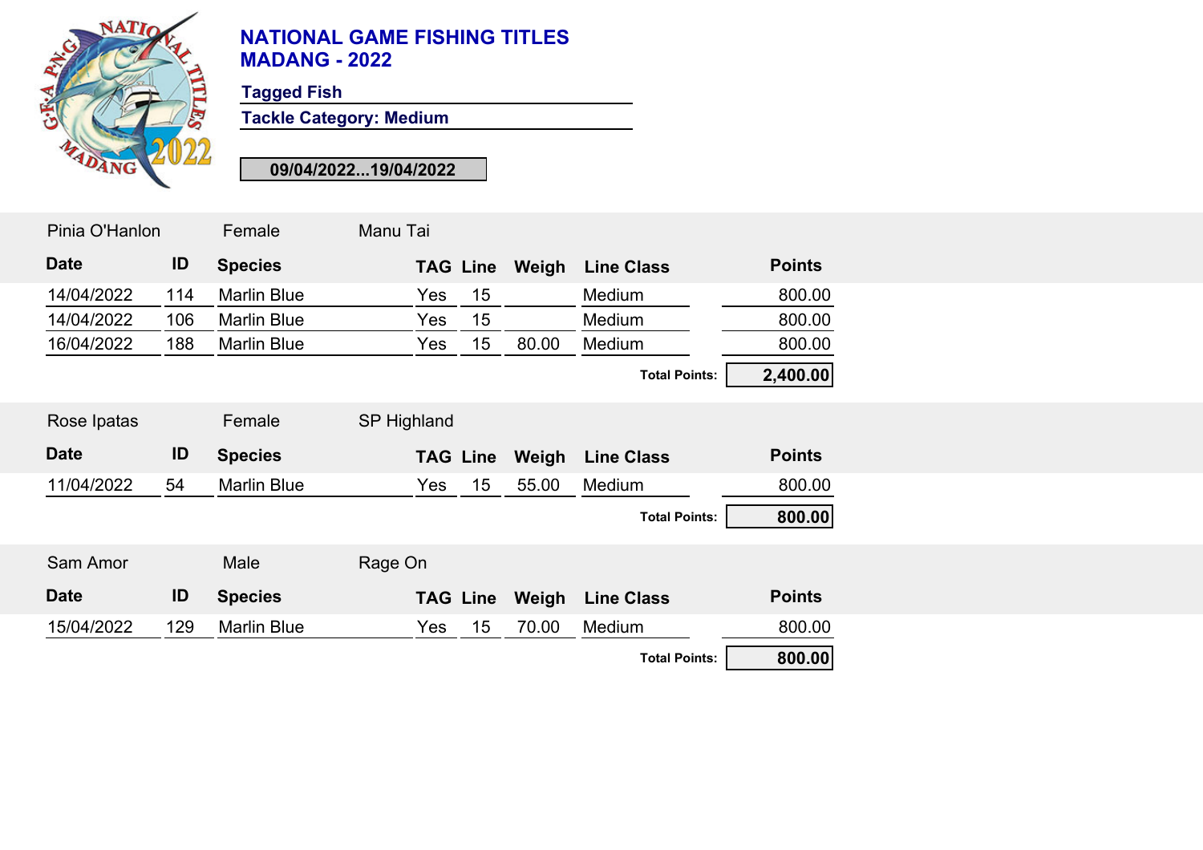# NATIONAL GAME FISHING TITLES
# MADANG - 2022

**Tagged Fish**

**Tackle Category: Medium**

**09/04/2022...19/04/2022**

Pinia O'Hanlon | Female | Manu Tai

| Date | ID | Species | TAG | Line | Weigh | Line Class | Points |
|---|---|---|---|---|---|---|---|
| 14/04/2022 | 114 | Marlin Blue | Yes | 15 | | Medium | 800.00 |
| 14/04/2022 | 106 | Marlin Blue | Yes | 15 | | Medium | 800.00 |
| 16/04/2022 | 188 | Marlin Blue | Yes | 15 | 80.00 | Medium | 800.00 |

**Total Points: 2,400.00**

Rose Ipatas | Female | SP Highland

| Date | ID | Species | TAG | Line | Weigh | Line Class | Points |
|---|---|---|---|---|---|---|---|
| 11/04/2022 | 54 | Marlin Blue | Yes | 15 | 55.00 | Medium | 800.00 |

**Total Points: 800.00**

Sam Amor | Male | Rage On

| Date | ID | Species | TAG | Line | Weigh | Line Class | Points |
|---|---|---|---|---|---|---|---|
| 15/04/2022 | 129 | Marlin Blue | Yes | 15 | 70.00 | Medium | 800.00 |

**Total Points: 800.00**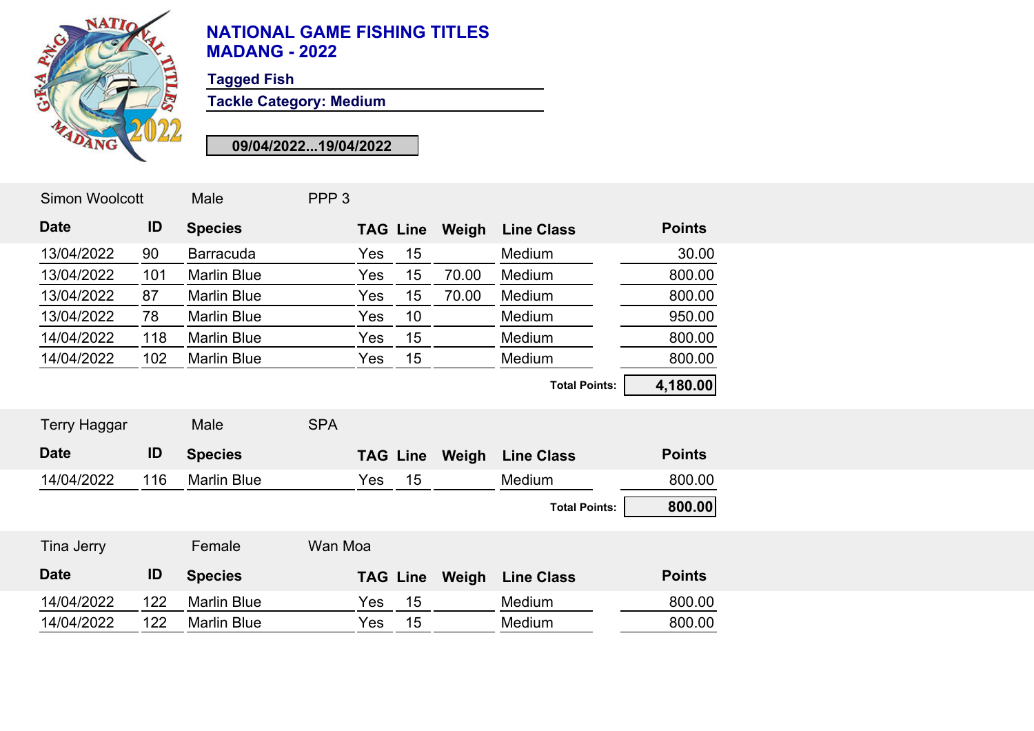# NATIONAL GAME FISHING TITLES
# MADANG - 2022

**Tagged Fish**

**Tackle Category: Medium**

**09/04/2022...19/04/2022**

Simon Woolcott — Male — PPP 3

| Date | ID | Species | TAG | Line | Weigh | Line Class | Points |
|---|---|---|---|---|---|---|---|
| 13/04/2022 | 90 | Barracuda | Yes | 15 | | Medium | 30.00 |
| 13/04/2022 | 101 | Marlin Blue | Yes | 15 | 70.00 | Medium | 800.00 |
| 13/04/2022 | 87 | Marlin Blue | Yes | 15 | 70.00 | Medium | 800.00 |
| 13/04/2022 | 78 | Marlin Blue | Yes | 10 | | Medium | 950.00 |
| 14/04/2022 | 118 | Marlin Blue | Yes | 15 | | Medium | 800.00 |
| 14/04/2022 | 102 | Marlin Blue | Yes | 15 | | Medium | 800.00 |
| | | | | | | **Total Points:** | **4,180.00** |

Terry Haggar — Male — SPA

| Date | ID | Species | TAG | Line | Weigh | Line Class | Points |
|---|---|---|---|---|---|---|---|
| 14/04/2022 | 116 | Marlin Blue | Yes | 15 | | Medium | 800.00 |
| | | | | | | **Total Points:** | **800.00** |

Tina Jerry — Female — Wan Moa

| Date | ID | Species | TAG | Line | Weigh | Line Class | Points |
|---|---|---|---|---|---|---|---|
| 14/04/2022 | 122 | Marlin Blue | Yes | 15 | | Medium | 800.00 |
| 14/04/2022 | 122 | Marlin Blue | Yes | 15 | | Medium | 800.00 |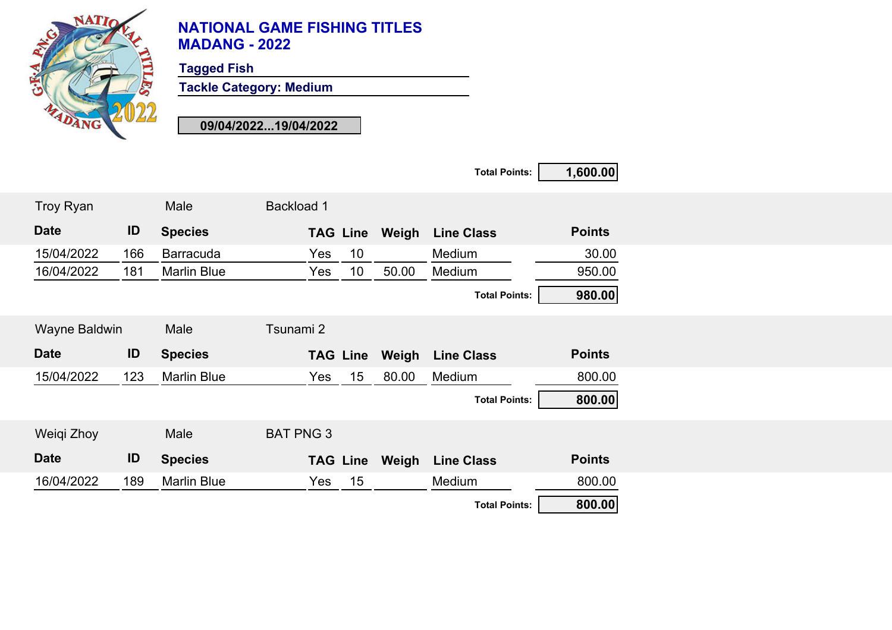# NATIONAL GAME FISHING TITLES
# MADANG - 2022

**Tagged Fish**

**Tackle Category: Medium**

**09/04/2022...19/04/2022**

**Total Points: 1,600.00**

Troy Ryan — Male — Backload 1

| Date | ID | Species | TAG | Line | Weigh | Line Class | Points |
|---|---|---|---|---|---|---|---|
| 15/04/2022 | 166 | Barracuda | Yes | 10 | | Medium | 30.00 |
| 16/04/2022 | 181 | Marlin Blue | Yes | 10 | 50.00 | Medium | 950.00 |

**Total Points: 980.00**

Wayne Baldwin — Male — Tsunami 2

| Date | ID | Species | TAG | Line | Weigh | Line Class | Points |
|---|---|---|---|---|---|---|---|
| 15/04/2022 | 123 | Marlin Blue | Yes | 15 | 80.00 | Medium | 800.00 |

**Total Points: 800.00**

Weiqi Zhoy — Male — BAT PNG 3

| Date | ID | Species | TAG | Line | Weigh | Line Class | Points |
|---|---|---|---|---|---|---|---|
| 16/04/2022 | 189 | Marlin Blue | Yes | 15 | | Medium | 800.00 |

**Total Points: 800.00**